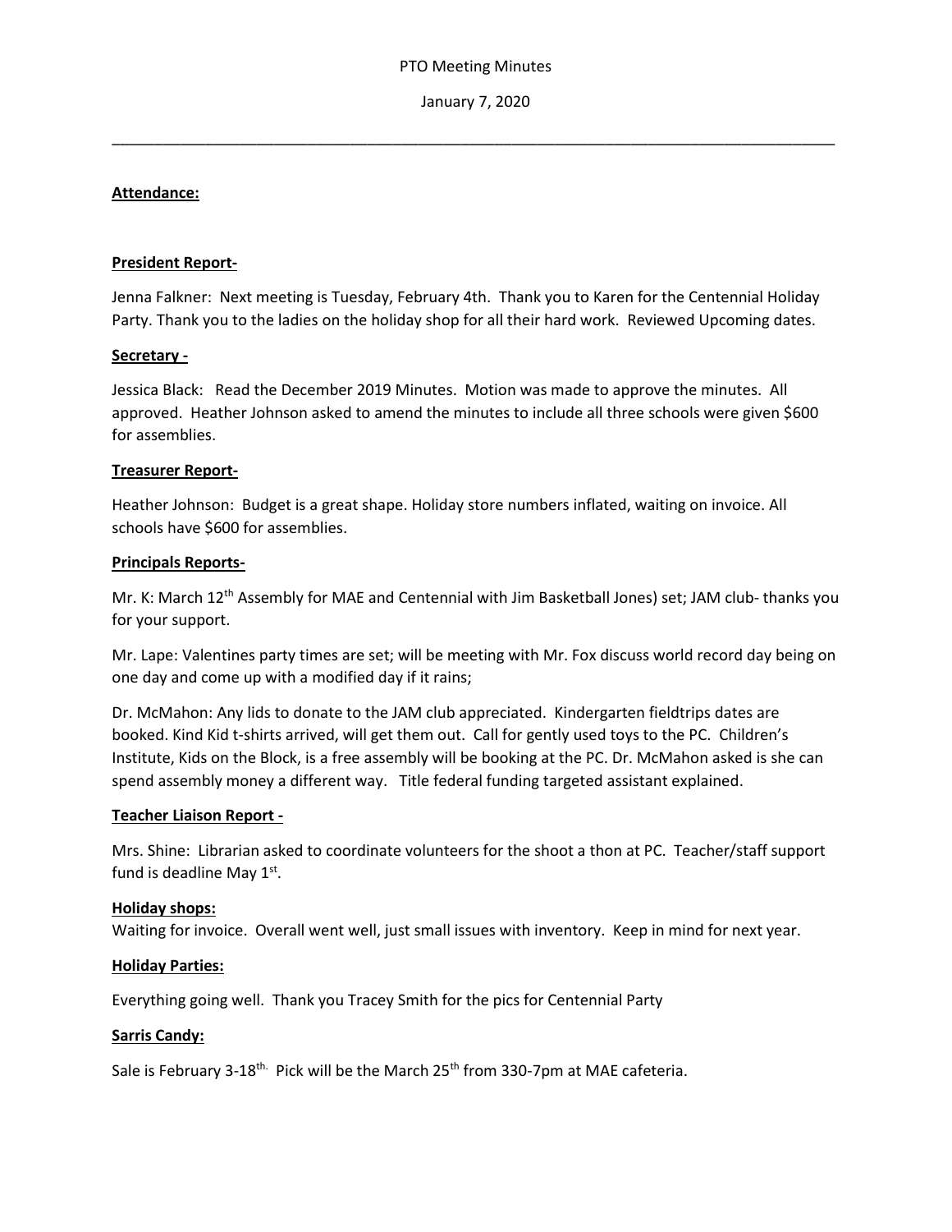PTO Meeting Minutes

January 7, 2020

---

**Attendance:**

**President Report-**

Jenna Falkner: Next meeting is Tuesday, February 4th. Thank you to Karen for the Centennial Holiday Party. Thank you to the ladies on the holiday shop for all their hard work. Reviewed Upcoming dates.

**Secretary -**

Jessica Black: Read the December 2019 Minutes. Motion was made to approve the minutes. All approved. Heather Johnson asked to amend the minutes to include all three schools were given $600 for assemblies.

**Treasurer Report-**

Heather Johnson: Budget is a great shape. Holiday store numbers inflated, waiting on invoice. All schools have $600 for assemblies.

**Principals Reports-**

Mr. K: March 12th Assembly for MAE and Centennial with Jim Basketball Jones) set; JAM club- thanks you for your support.

Mr. Lape: Valentines party times are set; will be meeting with Mr. Fox discuss world record day being on one day and come up with a modified day if it rains;

Dr. McMahon: Any lids to donate to the JAM club appreciated. Kindergarten fieldtrips dates are booked. Kind Kid t-shirts arrived, will get them out. Call for gently used toys to the PC. Children's Institute, Kids on the Block, is a free assembly will be booking at the PC. Dr. McMahon asked is she can spend assembly money a different way. Title federal funding targeted assistant explained.

**Teacher Liaison Report -**

Mrs. Shine: Librarian asked to coordinate volunteers for the shoot a thon at PC. Teacher/staff support fund is deadline May 1st.

**Holiday shops:**

Waiting for invoice. Overall went well, just small issues with inventory. Keep in mind for next year.

**Holiday Parties:**

Everything going well. Thank you Tracey Smith for the pics for Centennial Party

**Sarris Candy:**

Sale is February 3-18th. Pick will be the March 25th from 330-7pm at MAE cafeteria.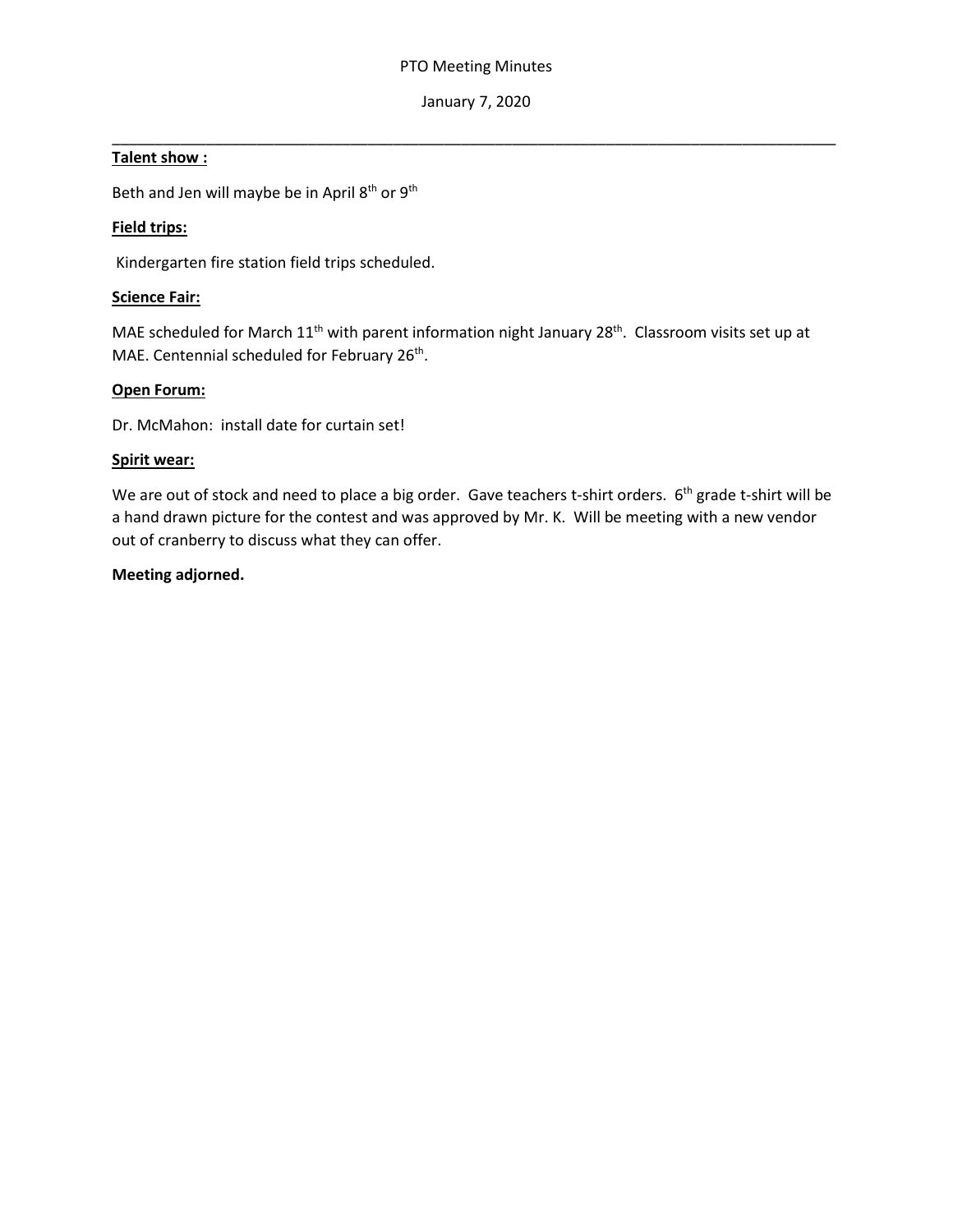PTO Meeting Minutes

January 7, 2020

---

**Talent show :**

Beth and Jen will maybe be in April 8th or 9th

**Field trips:**

Kindergarten fire station field trips scheduled.

**Science Fair:**

MAE scheduled for March 11th with parent information night January 28th. Classroom visits set up at MAE. Centennial scheduled for February 26th.

**Open Forum:**

Dr. McMahon: install date for curtain set!

**Spirit wear:**

We are out of stock and need to place a big order. Gave teachers t-shirt orders. 6th grade t-shirt will be a hand drawn picture for the contest and was approved by Mr. K. Will be meeting with a new vendor out of cranberry to discuss what they can offer.

**Meeting adjorned.**